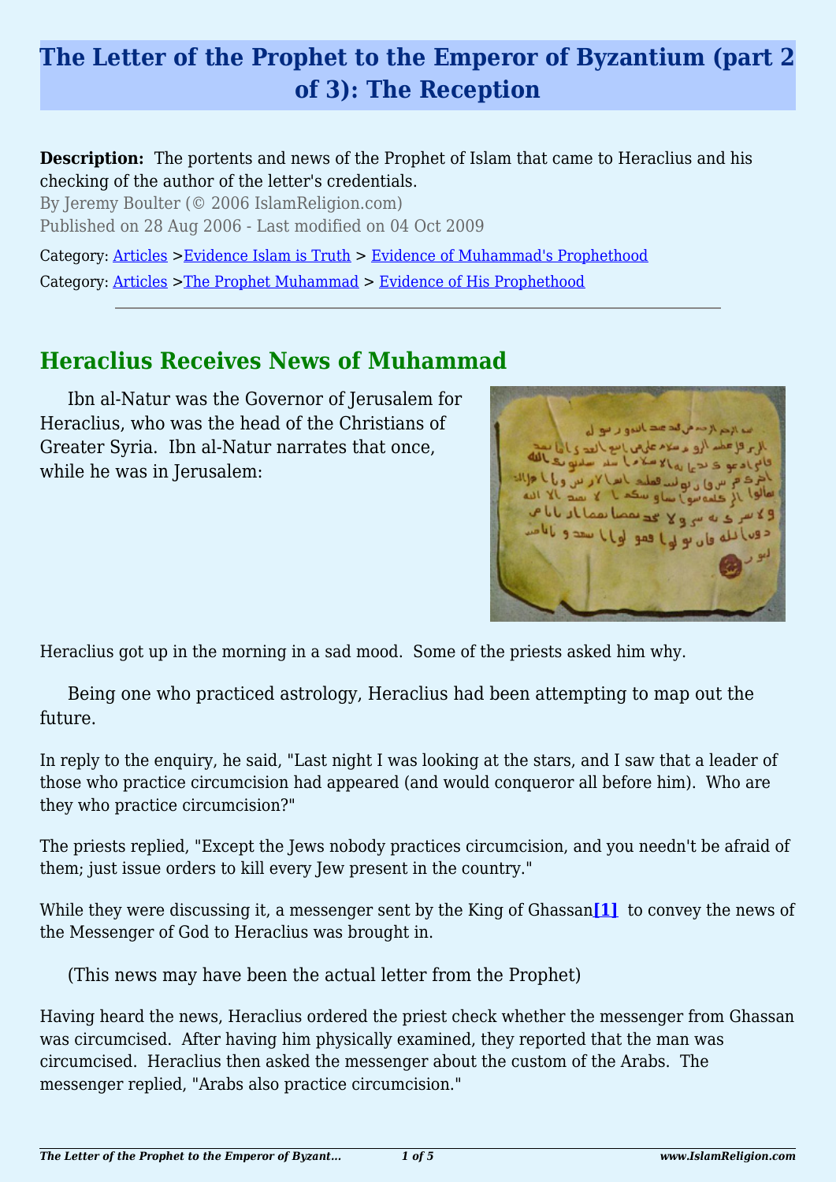# The Letter of the Prophet to the Emperor of Byzantium (part 2 of 3): The Reception

**Description:** The portents and news of the Prophet of Islam that came to Heraclius and his checking of the author of the letter's credentials.

By Jeremy Boulter (© 2006 IslamReligion.com)

Published on 28 Aug 2006 - Last modified on 04 Oct 2009

Category: Articles >Evidence Islam is Truth > Evidence of Muhammad's Prophethood

Category: Articles >The Prophet Muhammad > Evidence of His Prophethood

---

## Heraclius Receives News of Muhammad

Ibn al-Natur was the Governor of Jerusalem for Heraclius, who was the head of the Christians of Greater Syria. Ibn al-Natur narrates that once, while he was in Jerusalem:

Heraclius got up in the morning in a sad mood. Some of the priests asked him why.

Being one who practiced astrology, Heraclius had been attempting to map out the future.

In reply to the enquiry, he said, "Last night I was looking at the stars, and I saw that a leader of those who practice circumcision had appeared (and would conqueror all before him). Who are they who practice circumcision?"

The priests replied, "Except the Jews nobody practices circumcision, and you needn't be afraid of them; just issue orders to kill every Jew present in the country."

While they were discussing it, a messenger sent by the King of Ghassan[1] to convey the news of the Messenger of God to Heraclius was brought in.

(This news may have been the actual letter from the Prophet)

Having heard the news, Heraclius ordered the priest check whether the messenger from Ghassan was circumcised. After having him physically examined, they reported that the man was circumcised. Heraclius then asked the messenger about the custom of the Arabs. The messenger replied, "Arabs also practice circumcision."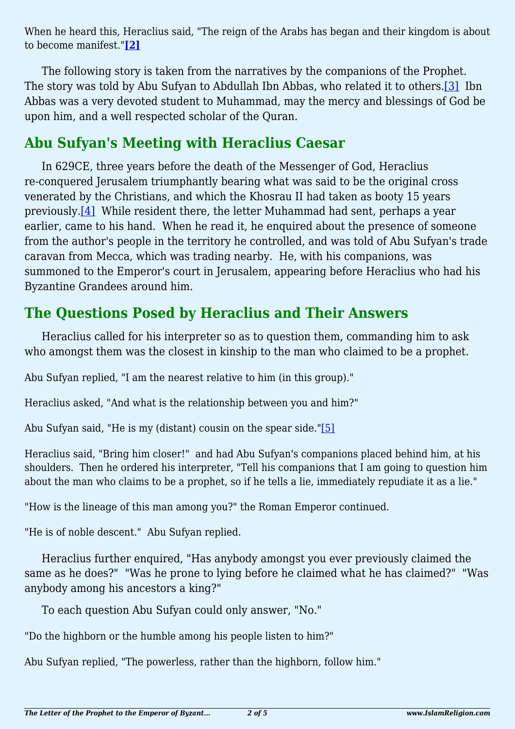When he heard this, Heraclius said, "The reign of the Arabs has began and their kingdom is about to become manifest."**[2]**

The following story is taken from the narratives by the companions of the Prophet. The story was told by Abu Sufyan to Abdullah Ibn Abbas, who related it to others.[3] Ibn Abbas was a very devoted student to Muhammad, may the mercy and blessings of God be upon him, and a well respected scholar of the Quran.

## Abu Sufyan's Meeting with Heraclius Caesar

In 629CE, three years before the death of the Messenger of God, Heraclius re-conquered Jerusalem triumphantly bearing what was said to be the original cross venerated by the Christians, and which the Khosrau II had taken as booty 15 years previously.[4] While resident there, the letter Muhammad had sent, perhaps a year earlier, came to his hand. When he read it, he enquired about the presence of someone from the author's people in the territory he controlled, and was told of Abu Sufyan's trade caravan from Mecca, which was trading nearby. He, with his companions, was summoned to the Emperor's court in Jerusalem, appearing before Heraclius who had his Byzantine Grandees around him.

## The Questions Posed by Heraclius and Their Answers

Heraclius called for his interpreter so as to question them, commanding him to ask who amongst them was the closest in kinship to the man who claimed to be a prophet.

Abu Sufyan replied, "I am the nearest relative to him (in this group)."

Heraclius asked, "And what is the relationship between you and him?"

Abu Sufyan said, "He is my (distant) cousin on the spear side."[5]

Heraclius said, "Bring him closer!" and had Abu Sufyan's companions placed behind him, at his shoulders. Then he ordered his interpreter, "Tell his companions that I am going to question him about the man who claims to be a prophet, so if he tells a lie, immediately repudiate it as a lie."

"How is the lineage of this man among you?" the Roman Emperor continued.

"He is of noble descent." Abu Sufyan replied.

Heraclius further enquired, "Has anybody amongst you ever previously claimed the same as he does?" "Was he prone to lying before he claimed what he has claimed?" "Was anybody among his ancestors a king?"

To each question Abu Sufyan could only answer, "No."

"Do the highborn or the humble among his people listen to him?"

Abu Sufyan replied, "The powerless, rather than the highborn, follow him."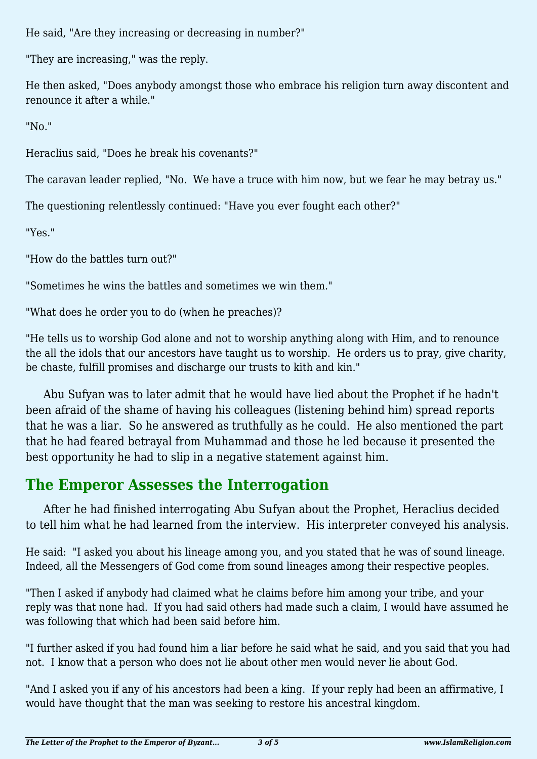He said, "Are they increasing or decreasing in number?"

"They are increasing," was the reply.

He then asked, "Does anybody amongst those who embrace his religion turn away discontent and renounce it after a while."

"No."

Heraclius said, "Does he break his covenants?"

The caravan leader replied, "No.  We have a truce with him now, but we fear he may betray us."

The questioning relentlessly continued: "Have you ever fought each other?"

"Yes."

"How do the battles turn out?"

"Sometimes he wins the battles and sometimes we win them."

"What does he order you to do (when he preaches)?

"He tells us to worship God alone and not to worship anything along with Him, and to renounce the all the idols that our ancestors have taught us to worship.  He orders us to pray, give charity, be chaste, fulfill promises and discharge our trusts to kith and kin."

Abu Sufyan was to later admit that he would have lied about the Prophet if he hadn't been afraid of the shame of having his colleagues (listening behind him) spread reports that he was a liar.  So he answered as truthfully as he could.  He also mentioned the part that he had feared betrayal from Muhammad and those he led because it presented the best opportunity he had to slip in a negative statement against him.

## The Emperor Assesses the Interrogation

After he had finished interrogating Abu Sufyan about the Prophet, Heraclius decided to tell him what he had learned from the interview.  His interpreter conveyed his analysis.

He said:  "I asked you about his lineage among you, and you stated that he was of sound lineage.  Indeed, all the Messengers of God come from sound lineages among their respective peoples.

"Then I asked if anybody had claimed what he claims before him among your tribe, and your reply was that none had.  If you had said others had made such a claim, I would have assumed he was following that which had been said before him.

"I further asked if you had found him a liar before he said what he said, and you said that you had not.  I know that a person who does not lie about other men would never lie about God.

"And I asked you if any of his ancestors had been a king.  If your reply had been an affirmative, I would have thought that the man was seeking to restore his ancestral kingdom.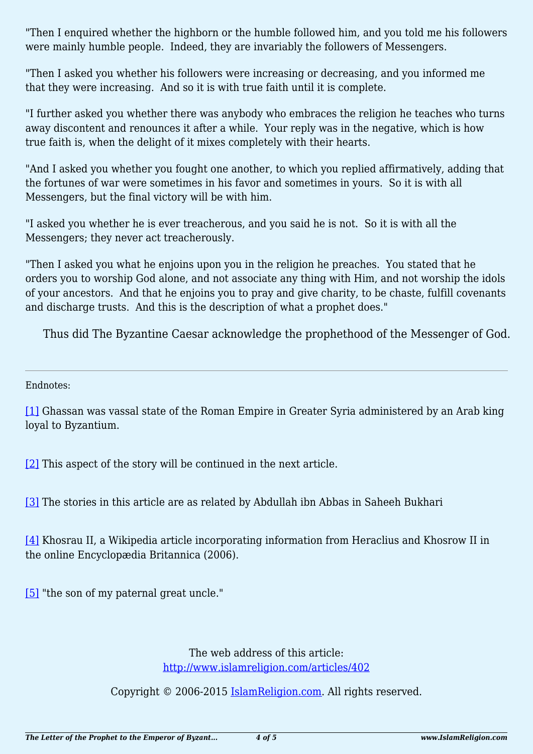"Then I enquired whether the highborn or the humble followed him, and you told me his followers were mainly humble people.  Indeed, they are invariably the followers of Messengers.

"Then I asked you whether his followers were increasing or decreasing, and you informed me that they were increasing.  And so it is with true faith until it is complete.

"I further asked you whether there was anybody who embraces the religion he teaches who turns away discontent and renounces it after a while.  Your reply was in the negative, which is how true faith is, when the delight of it mixes completely with their hearts.

"And I asked you whether you fought one another, to which you replied affirmatively, adding that the fortunes of war were sometimes in his favor and sometimes in yours.  So it is with all Messengers, but the final victory will be with him.

"I asked you whether he is ever treacherous, and you said he is not.  So it is with all the Messengers; they never act treacherously.

"Then I asked you what he enjoins upon you in the religion he preaches.  You stated that he orders you to worship God alone, and not associate any thing with Him, and not worship the idols of your ancestors.  And that he enjoins you to pray and give charity, to be chaste, fulfill covenants and discharge trusts.  And this is the description of what a prophet does."

Thus did The Byzantine Caesar acknowledge the prophethood of the Messenger of God.

---

Endnotes:

[1] Ghassan was vassal state of the Roman Empire in Greater Syria administered by an Arab king loyal to Byzantium.

[2] This aspect of the story will be continued in the next article.

[3] The stories in this article are as related by Abdullah ibn Abbas in Saheeh Bukhari

[4] Khosrau II, a Wikipedia article incorporating information from Heraclius and Khosrow II in the online Encyclopædia Britannica (2006).

[5] "the son of my paternal great uncle."

The web address of this article:
http://www.islamreligion.com/articles/402

Copyright © 2006-2015 IslamReligion.com. All rights reserved.